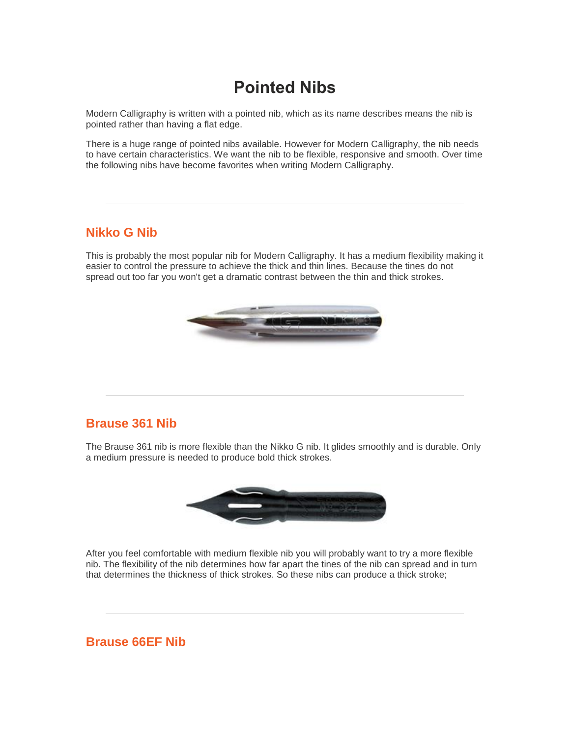# Pointed Nibs

Modern Calligraphy is written with a pointed nib, which as its name describes means the nib is pointed rather than having a flat edge.

There is a huge range of pointed nibs available. However for Modern Calligraphy, the nib needs to have certain characteristics. We want the nib to be flexible, responsive and smooth. Over time the following nibs have become favorites when writing Modern Calligraphy.

---

## Nikko G Nib

This is probably the most popular nib for Modern Calligraphy. It has a medium flexibility making it easier to control the pressure to achieve the thick and thin lines. Because the tines do not spread out too far you won't get a dramatic contrast between the thin and thick strokes.

---

## Brause 361 Nib

The Brause 361 nib is more flexible than the Nikko G nib. It glides smoothly and is durable. Only a medium pressure is needed to produce bold thick strokes.

After you feel comfortable with medium flexible nib you will probably want to try a more flexible nib. The flexibility of the nib determines how far apart the tines of the nib can spread and in turn that determines the thickness of thick strokes. So these nibs can produce a thick stroke;

---

## Brause 66EF Nib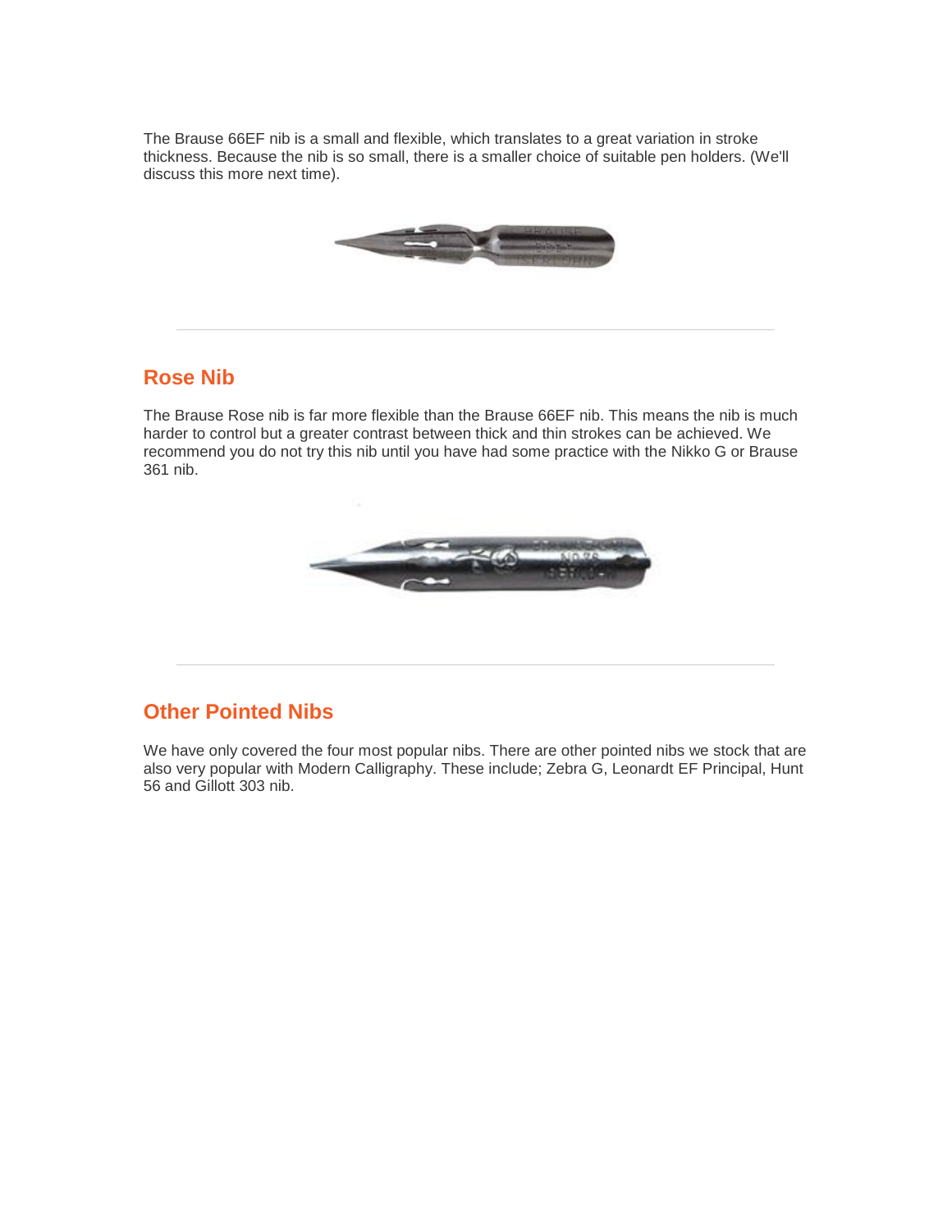The Brause 66EF nib is a small and flexible, which translates to a great variation in stroke thickness. Because the nib is so small, there is a smaller choice of suitable pen holders. (We'll discuss this more next time).

---

## Rose Nib

The Brause Rose nib is far more flexible than the Brause 66EF nib. This means the nib is much harder to control but a greater contrast between thick and thin strokes can be achieved. We recommend you do not try this nib until you have had some practice with the Nikko G or Brause 361 nib.

---

## Other Pointed Nibs

We have only covered the four most popular nibs. There are other pointed nibs we stock that are also very popular with Modern Calligraphy. These include; Zebra G, Leonardt EF Principal, Hunt 56 and Gillott 303 nib.